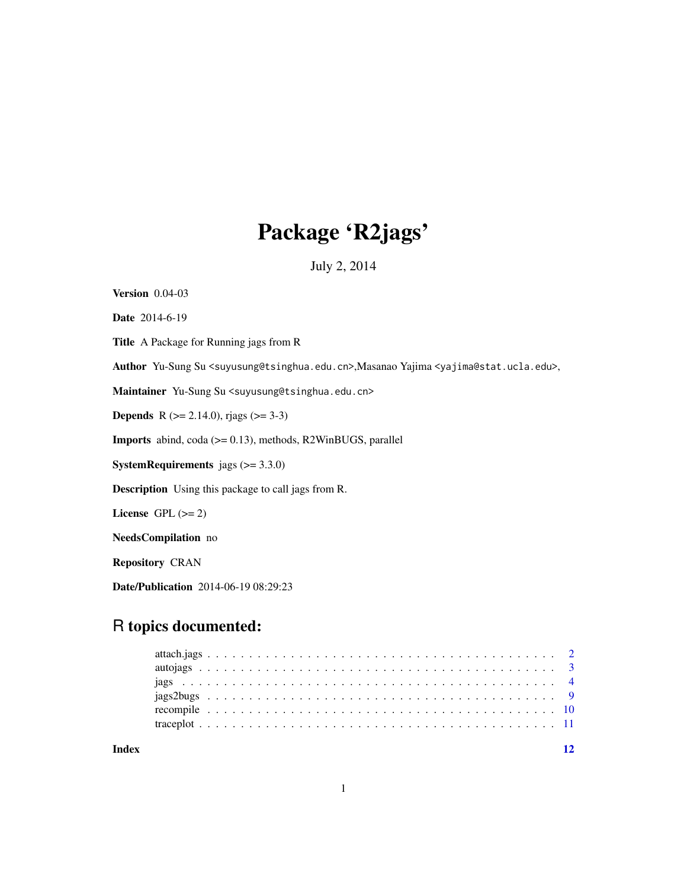# Package 'R2jags'

July 2, 2014

**Version** 0.04-03

**Date** 2014-6-19

**Title** A Package for Running jags from R

**Author** Yu-Sung Su <suyusung@tsinghua.edu.cn>,Masanao Yajima <yajima@stat.ucla.edu>,

**Maintainer** Yu-Sung Su <suyusung@tsinghua.edu.cn>

**Depends** R (>= 2.14.0), rjags (>= 3-3)

**Imports** abind, coda (>= 0.13), methods, R2WinBUGS, parallel

**SystemRequirements** jags (>= 3.3.0)

**Description** Using this package to call jags from R.

**License** GPL (>= 2)

**NeedsCompilation** no

**Repository** CRAN

**Date/Publication** 2014-06-19 08:29:23

## R topics documented:

| | |
|---|---|
| attach.jags | 2 |
| autojags | 3 |
| jags | 4 |
| jags2bugs | 9 |
| recompile | 10 |
| traceplot | 11 |
| **Index** | **12** |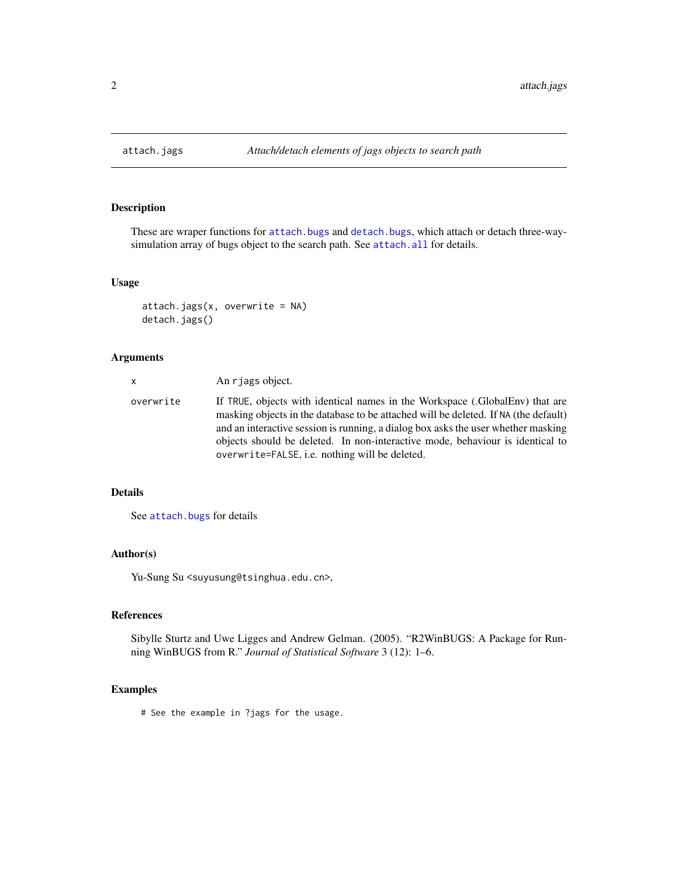# attach.jags — *Attach/detach elements of jags objects to search path*

## Description

These are wraper functions for `attach.bugs` and `detach.bugs`, which attach or detach three-way-simulation array of bugs object to the search path. See `attach.all` for details.

## Usage

```
attach.jags(x, overwrite = NA)
detach.jags()
```

## Arguments

| | |
|---|---|
| `x` | An `rjags` object. |
| `overwrite` | If `TRUE`, objects with identical names in the Workspace (.GlobalEnv) that are masking objects in the database to be attached will be deleted. If `NA` (the default) and an interactive session is running, a dialog box asks the user whether masking objects should be deleted. In non-interactive mode, behaviour is identical to `overwrite=FALSE`, i.e. nothing will be deleted. |

## Details

See `attach.bugs` for details

## Author(s)

Yu-Sung Su <suyusung@tsinghua.edu.cn>,

## References

Sibylle Sturtz and Uwe Ligges and Andrew Gelman. (2005). "R2WinBUGS: A Package for Running WinBUGS from R." *Journal of Statistical Software* 3 (12): 1–6.

## Examples

```
# See the example in ?jags for the usage.
```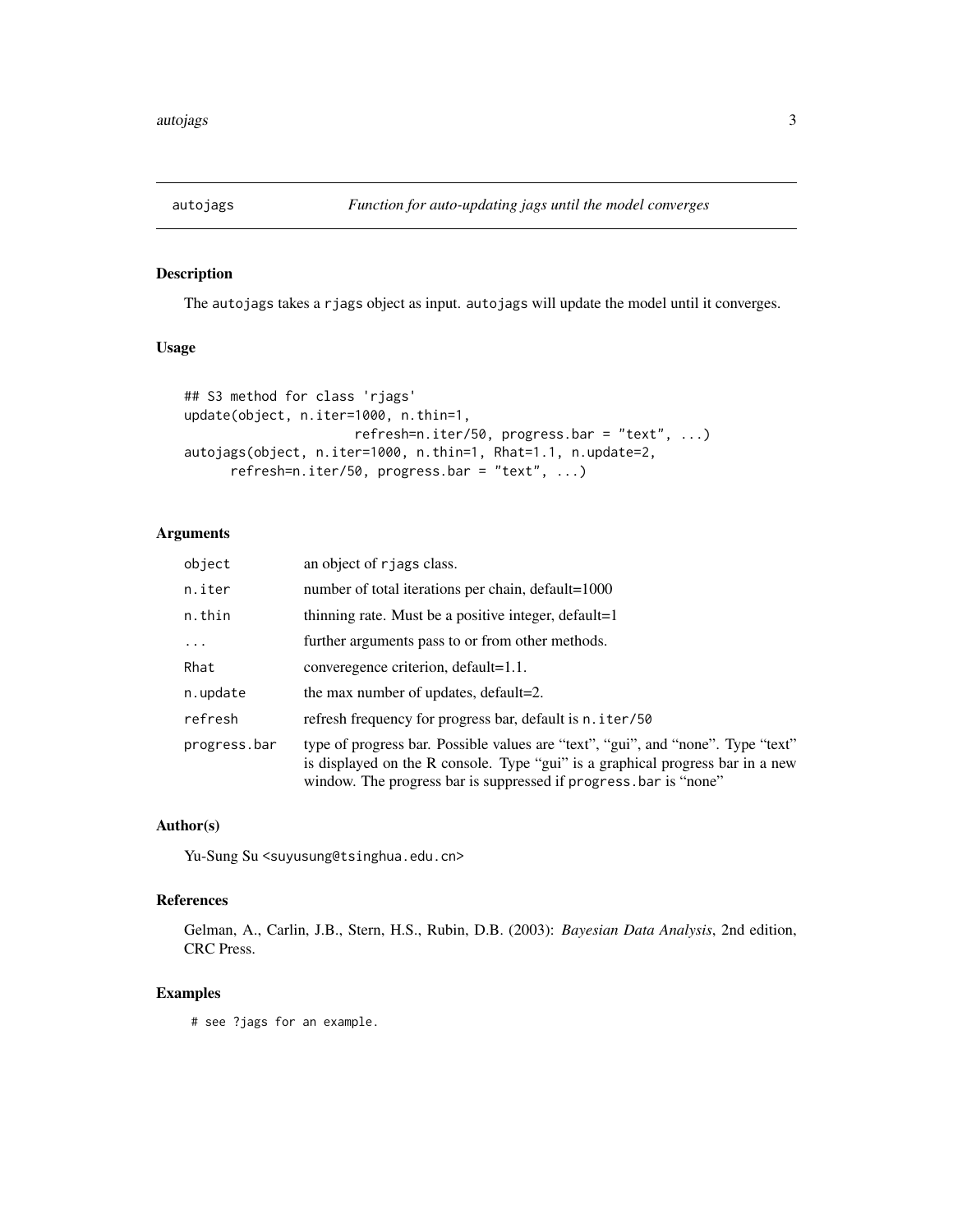# autojags — *Function for auto-updating jags until the model converges*

## Description

The `autojags` takes a `rjags` object as input. `autojags` will update the model until it converges.

## Usage

```
## S3 method for class 'rjags'
update(object, n.iter=1000, n.thin=1,
                    refresh=n.iter/50, progress.bar = "text", ...)
autojags(object, n.iter=1000, n.thin=1, Rhat=1.1, n.update=2,
      refresh=n.iter/50, progress.bar = "text", ...)
```

## Arguments

| | |
|---|---|
| `object` | an object of `rjags` class. |
| `n.iter` | number of total iterations per chain, default=1000 |
| `n.thin` | thinning rate. Must be a positive integer, default=1 |
| `...` | further arguments pass to or from other methods. |
| `Rhat` | converegence criterion, default=1.1. |
| `n.update` | the max number of updates, default=2. |
| `refresh` | refresh frequency for progress bar, default is `n.iter/50` |
| `progress.bar` | type of progress bar. Possible values are "text", "gui", and "none". Type "text" is displayed on the R console. Type "gui" is a graphical progress bar in a new window. The progress bar is suppressed if `progress.bar` is "none" |

## Author(s)

Yu-Sung Su <suyusung@tsinghua.edu.cn>

## References

Gelman, A., Carlin, J.B., Stern, H.S., Rubin, D.B. (2003): *Bayesian Data Analysis*, 2nd edition, CRC Press.

## Examples

```
# see ?jags for an example.
```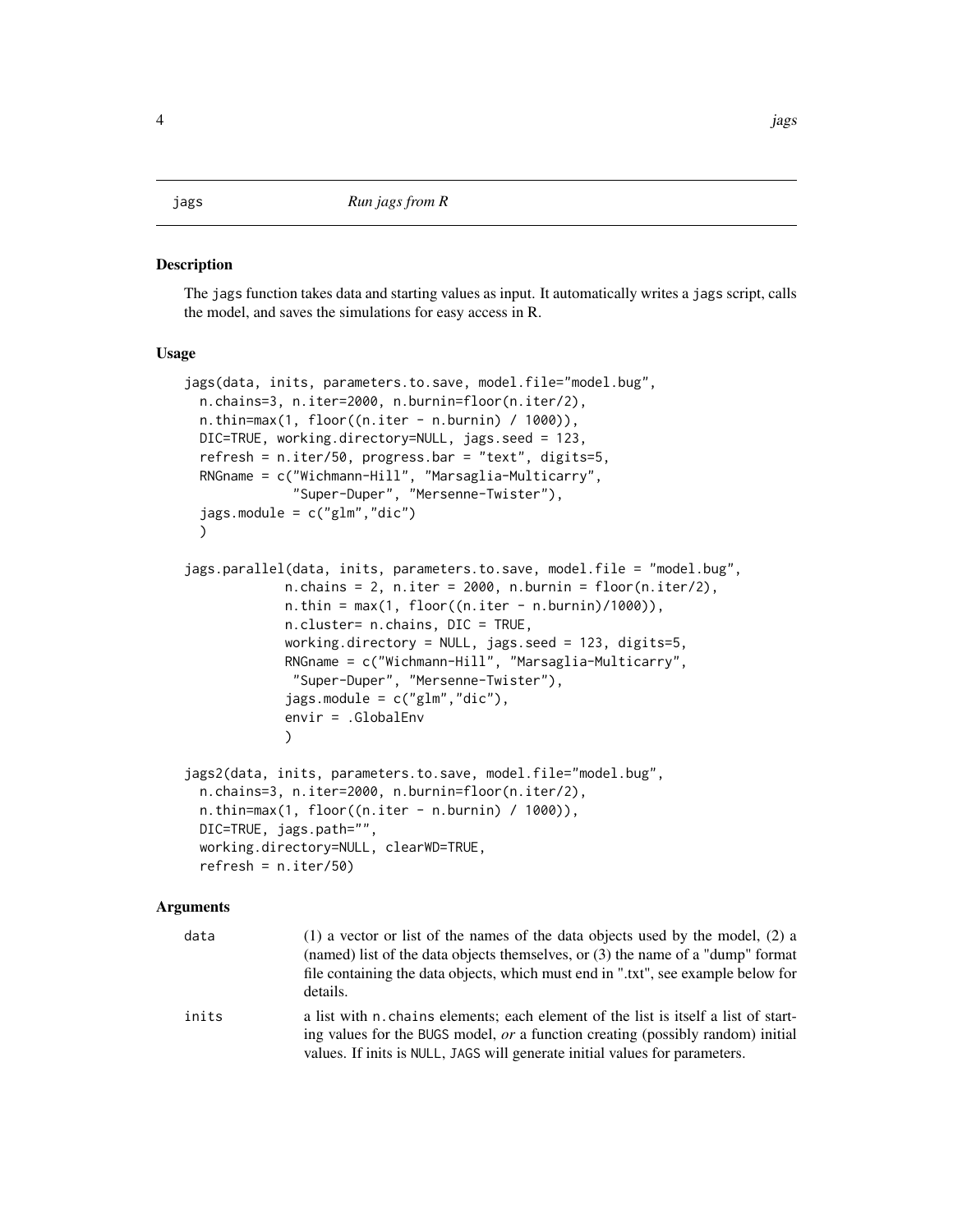jags *Run jags from R*

## Description

The jags function takes data and starting values as input. It automatically writes a jags script, calls the model, and saves the simulations for easy access in R.

## Usage

```
jags(data, inits, parameters.to.save, model.file="model.bug",
  n.chains=3, n.iter=2000, n.burnin=floor(n.iter/2),
  n.thin=max(1, floor((n.iter - n.burnin) / 1000)),
  DIC=TRUE, working.directory=NULL, jags.seed = 123,
  refresh = n.iter/50, progress.bar = "text", digits=5,
  RNGname = c("Wichmann-Hill", "Marsaglia-Multicarry",
              "Super-Duper", "Mersenne-Twister"),
  jags.module = c("glm","dic")
  )

jags.parallel(data, inits, parameters.to.save, model.file = "model.bug",
              n.chains = 2, n.iter = 2000, n.burnin = floor(n.iter/2),
              n.thin = max(1, floor((n.iter - n.burnin)/1000)),
              n.cluster= n.chains, DIC = TRUE,
              working.directory = NULL, jags.seed = 123, digits=5,
              RNGname = c("Wichmann-Hill", "Marsaglia-Multicarry",
               "Super-Duper", "Mersenne-Twister"),
              jags.module = c("glm","dic"),
              envir = .GlobalEnv
              )

jags2(data, inits, parameters.to.save, model.file="model.bug",
  n.chains=3, n.iter=2000, n.burnin=floor(n.iter/2),
  n.thin=max(1, floor((n.iter - n.burnin) / 1000)),
  DIC=TRUE, jags.path="",
  working.directory=NULL, clearWD=TRUE,
  refresh = n.iter/50)
```

## Arguments

| | |
|---|---|
| data | (1) a vector or list of the names of the data objects used by the model, (2) a (named) list of the data objects themselves, or (3) the name of a "dump" format file containing the data objects, which must end in ".txt", see example below for details. |
| inits | a list with n.chains elements; each element of the list is itself a list of starting values for the BUGS model, *or* a function creating (possibly random) initial values. If inits is NULL, JAGS will generate initial values for parameters. |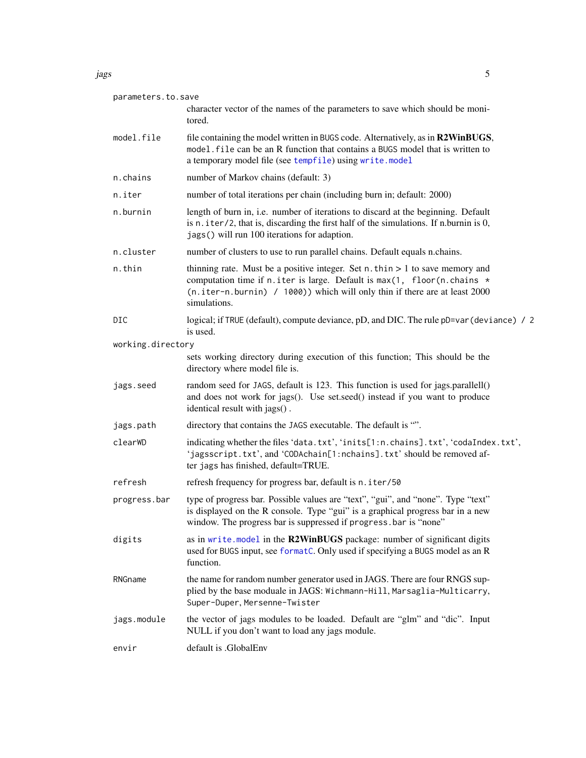parameters.to.save
: character vector of the names of the parameters to save which should be monitored.

model.file
: file containing the model written in BUGS code. Alternatively, as in **R2WinBUGS**, `model.file` can be an R function that contains a BUGS model that is written to a temporary model file (see `tempfile`) using `write.model`

n.chains
: number of Markov chains (default: 3)

n.iter
: number of total iterations per chain (including burn in; default: 2000)

n.burnin
: length of burn in, i.e. number of iterations to discard at the beginning. Default is `n.iter/2`, that is, discarding the first half of the simulations. If n.burnin is 0, `jags()` will run 100 iterations for adaption.

n.cluster
: number of clusters to use to run parallel chains. Default equals n.chains.

n.thin
: thinning rate. Must be a positive integer. Set `n.thin` > 1 to save memory and computation time if `n.iter` is large. Default is `max(1, floor(n.chains * (n.iter-n.burnin) / 1000))` which will only thin if there are at least 2000 simulations.

DIC
: logical; if `TRUE` (default), compute deviance, pD, and DIC. The rule `pD=var(deviance) / 2` is used.

working.directory
: sets working directory during execution of this function; This should be the directory where model file is.

jags.seed
: random seed for JAGS, default is 123. This function is used for jags.parallell() and does not work for jags(). Use set.seed() instead if you want to produce identical result with jags() .

jags.path
: directory that contains the JAGS executable. The default is "".

clearWD
: indicating whether the files '`data.txt`', '`inits[1:n.chains].txt`', '`codaIndex.txt`', '`jagsscript.txt`', and '`CODAchain[1:nchains].txt`' should be removed after `jags` has finished, default=TRUE.

refresh
: refresh frequency for progress bar, default is `n.iter/50`

progress.bar
: type of progress bar. Possible values are "text", "gui", and "none". Type "text" is displayed on the R console. Type "gui" is a graphical progress bar in a new window. The progress bar is suppressed if `progress.bar` is "none"

digits
: as in `write.model` in the **R2WinBUGS** package: number of significant digits used for BUGS input, see `formatC`. Only used if specifying a BUGS model as an R function.

RNGname
: the name for random number generator used in JAGS. There are four RNGS supplied by the base moduale in JAGS: `Wichmann-Hill`, `Marsaglia-Multicarry`, `Super-Duper`, `Mersenne-Twister`

jags.module
: the vector of jags modules to be loaded. Default are "glm" and "dic". Input NULL if you don't want to load any jags module.

envir
: default is .GlobalEnv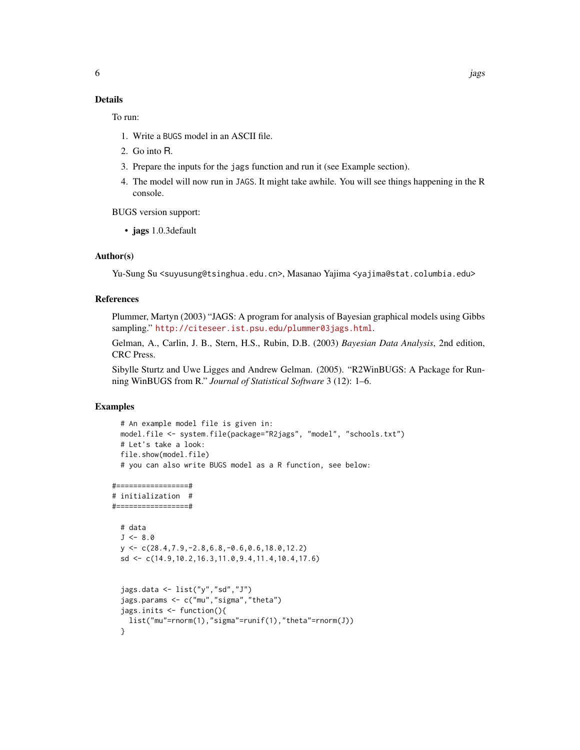### Details

To run:

1. Write a BUGS model in an ASCII file.
2. Go into R.
3. Prepare the inputs for the jags function and run it (see Example section).
4. The model will now run in JAGS. It might take awhile. You will see things happening in the R console.

BUGS version support:

- **jags** 1.0.3default

### Author(s)

Yu-Sung Su <suyusung@tsinghua.edu.cn>, Masanao Yajima <yajima@stat.columbia.edu>

### References

Plummer, Martyn (2003) "JAGS: A program for analysis of Bayesian graphical models using Gibbs sampling." http://citeseer.ist.psu.edu/plummer03jags.html.

Gelman, A., Carlin, J. B., Stern, H.S., Rubin, D.B. (2003) *Bayesian Data Analysis*, 2nd edition, CRC Press.

Sibylle Sturtz and Uwe Ligges and Andrew Gelman. (2005). "R2WinBUGS: A Package for Running WinBUGS from R." *Journal of Statistical Software* 3 (12): 1–6.

### Examples

```
  # An example model file is given in:
  model.file <- system.file(package="R2jags", "model", "schools.txt")
  # Let's take a look:
  file.show(model.file)
  # you can also write BUGS model as a R function, see below:

#=================#
# initialization  #
#=================#

  # data
  J <- 8.0
  y <- c(28.4,7.9,-2.8,6.8,-0.6,0.6,18.0,12.2)
  sd <- c(14.9,10.2,16.3,11.0,9.4,11.4,10.4,17.6)


  jags.data <- list("y","sd","J")
  jags.params <- c("mu","sigma","theta")
  jags.inits <- function(){
    list("mu"=rnorm(1),"sigma"=runif(1),"theta"=rnorm(J))
  }
```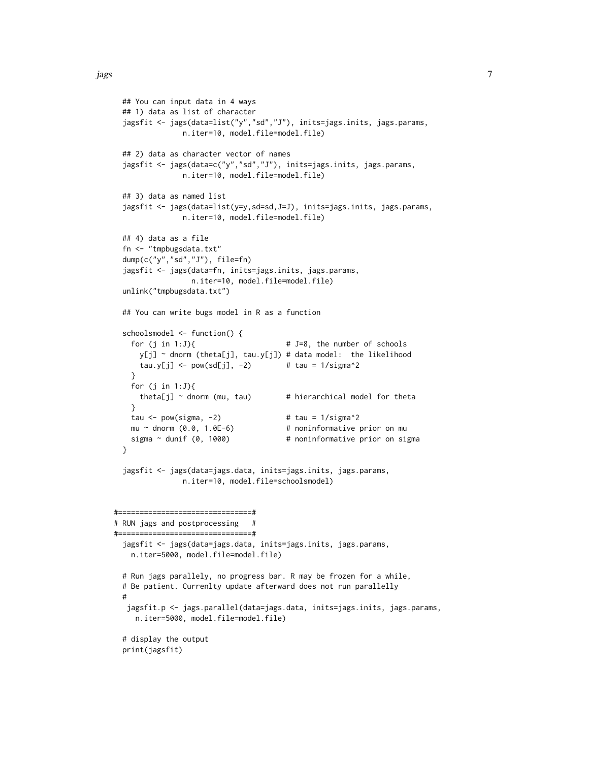```
  ## You can input data in 4 ways
  ## 1) data as list of character
  jagsfit <- jags(data=list("y","sd","J"), inits=jags.inits, jags.params,
              n.iter=10, model.file=model.file)

  ## 2) data as character vector of names
  jagsfit <- jags(data=c("y","sd","J"), inits=jags.inits, jags.params,
              n.iter=10, model.file=model.file)

  ## 3) data as named list
  jagsfit <- jags(data=list(y=y,sd=sd,J=J), inits=jags.inits, jags.params,
              n.iter=10, model.file=model.file)

  ## 4) data as a file
  fn <- "tmpbugsdata.txt"
  dump(c("y","sd","J"), file=fn)
  jagsfit <- jags(data=fn, inits=jags.inits, jags.params,
                n.iter=10, model.file=model.file)
  unlink("tmpbugsdata.txt")

  ## You can write bugs model in R as a function

  schoolsmodel <- function() {
    for (j in 1:J){                     # J=8, the number of schools
      y[j] ~ dnorm (theta[j], tau.y[j]) # data model:  the likelihood
      tau.y[j] <- pow(sd[j], -2)        # tau = 1/sigma^2
    }
    for (j in 1:J){
      theta[j] ~ dnorm (mu, tau)        # hierarchical model for theta
    }
    tau <- pow(sigma, -2)               # tau = 1/sigma^2
    mu ~ dnorm (0.0, 1.0E-6)            # noninformative prior on mu
    sigma ~ dunif (0, 1000)             # noninformative prior on sigma
  }

  jagsfit <- jags(data=jags.data, inits=jags.inits, jags.params,
              n.iter=10, model.file=schoolsmodel)


#===============================#
# RUN jags and postprocessing   #
#===============================#
  jagsfit <- jags(data=jags.data, inits=jags.inits, jags.params,
    n.iter=5000, model.file=model.file)

  # Run jags parallely, no progress bar. R may be frozen for a while,
  # Be patient. Currenlty update afterward does not run parallelly
  #
   jagsfit.p <- jags.parallel(data=jags.data, inits=jags.inits, jags.params,
     n.iter=5000, model.file=model.file)

  # display the output
  print(jagsfit)
```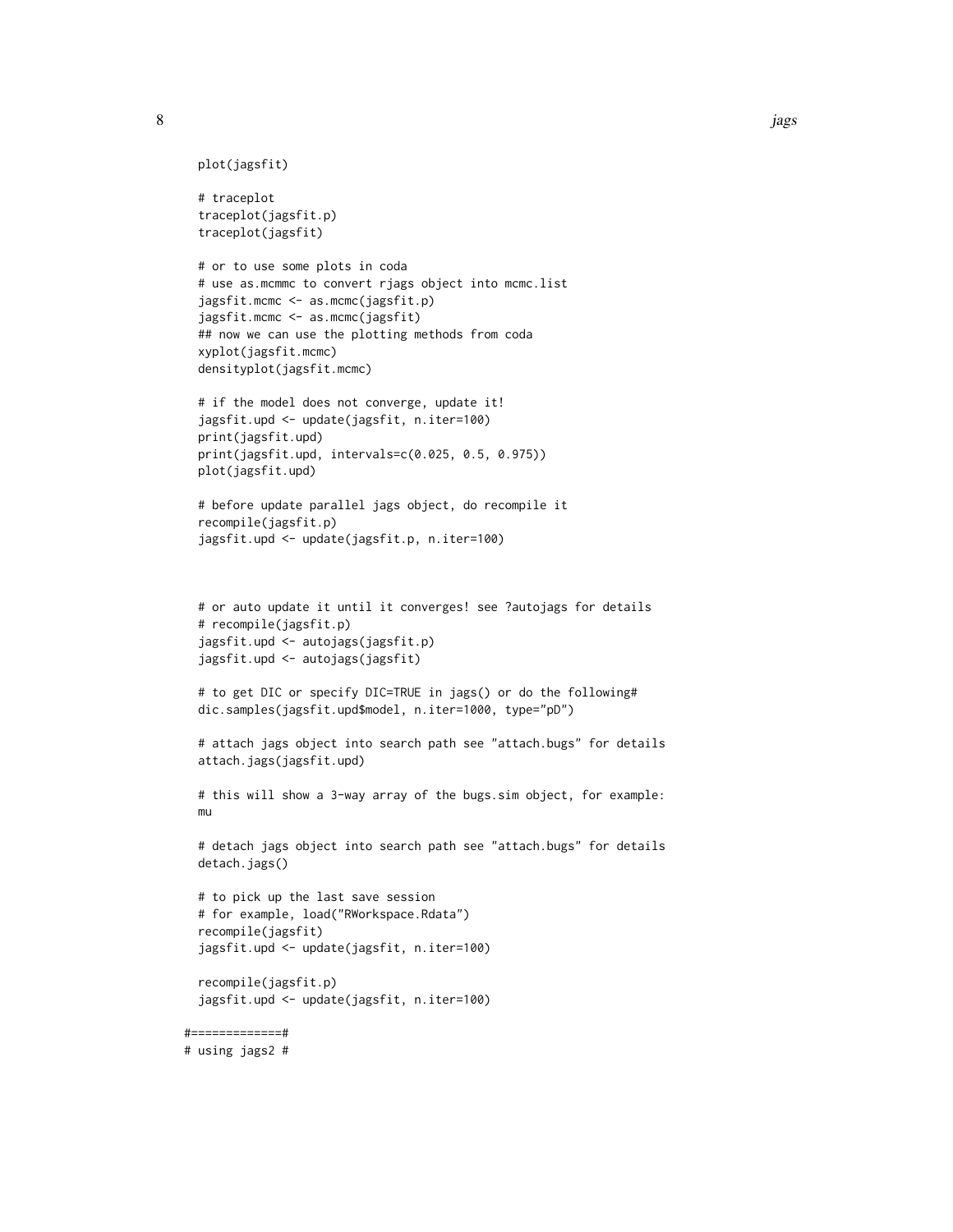```
  plot(jagsfit)

  # traceplot
  traceplot(jagsfit.p)
  traceplot(jagsfit)

  # or to use some plots in coda
  # use as.mcmmc to convert rjags object into mcmc.list
  jagsfit.mcmc <- as.mcmc(jagsfit.p)
  jagsfit.mcmc <- as.mcmc(jagsfit)
  ## now we can use the plotting methods from coda
  xyplot(jagsfit.mcmc)
  densityplot(jagsfit.mcmc)

  # if the model does not converge, update it!
  jagsfit.upd <- update(jagsfit, n.iter=100)
  print(jagsfit.upd)
  print(jagsfit.upd, intervals=c(0.025, 0.5, 0.975))
  plot(jagsfit.upd)

  # before update parallel jags object, do recompile it
  recompile(jagsfit.p)
  jagsfit.upd <- update(jagsfit.p, n.iter=100)



  # or auto update it until it converges! see ?autojags for details
  # recompile(jagsfit.p)
  jagsfit.upd <- autojags(jagsfit.p)
  jagsfit.upd <- autojags(jagsfit)

  # to get DIC or specify DIC=TRUE in jags() or do the following#
  dic.samples(jagsfit.upd$model, n.iter=1000, type="pD")

  # attach jags object into search path see "attach.bugs" for details
  attach.jags(jagsfit.upd)

  # this will show a 3-way array of the bugs.sim object, for example:
  mu

  # detach jags object into search path see "attach.bugs" for details
  detach.jags()

  # to pick up the last save session
  # for example, load("RWorkspace.Rdata")
  recompile(jagsfit)
  jagsfit.upd <- update(jagsfit, n.iter=100)

  recompile(jagsfit.p)
  jagsfit.upd <- update(jagsfit, n.iter=100)

#=============#
# using jags2 #
```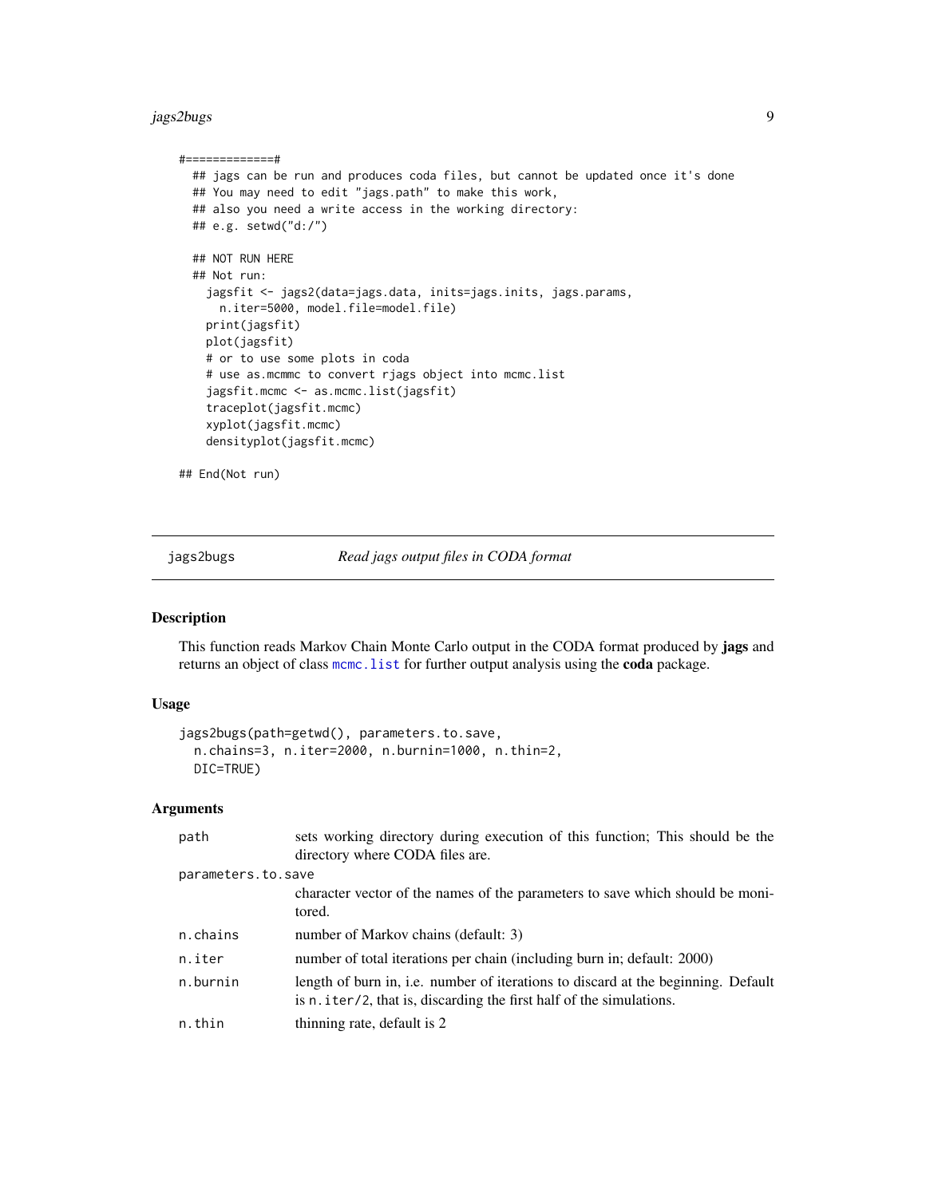```
#=============#
  ## jags can be run and produces coda files, but cannot be updated once it's done
  ## You may need to edit "jags.path" to make this work,
  ## also you need a write access in the working directory:
  ## e.g. setwd("d:/")

  ## NOT RUN HERE
  ## Not run:
    jagsfit <- jags2(data=jags.data, inits=jags.inits, jags.params,
      n.iter=5000, model.file=model.file)
    print(jagsfit)
    plot(jagsfit)
    # or to use some plots in coda
    # use as.mcmmc to convert rjags object into mcmc.list
    jagsfit.mcmc <- as.mcmc.list(jagsfit)
    traceplot(jagsfit.mcmc)
    xyplot(jagsfit.mcmc)
    densityplot(jagsfit.mcmc)

## End(Not run)
```

---

`jags2bugs` *Read jags output files in CODA format*

---

### Description

This function reads Markov Chain Monte Carlo output in the CODA format produced by **jags** and returns an object of class `mcmc.list` for further output analysis using the **coda** package.

### Usage

```
jags2bugs(path=getwd(), parameters.to.save,
  n.chains=3, n.iter=2000, n.burnin=1000, n.thin=2,
  DIC=TRUE)
```

### Arguments

| | |
|---|---|
| `path` | sets working directory during execution of this function; This should be the directory where CODA files are. |
| `parameters.to.save` | character vector of the names of the parameters to save which should be monitored. |
| `n.chains` | number of Markov chains (default: 3) |
| `n.iter` | number of total iterations per chain (including burn in; default: 2000) |
| `n.burnin` | length of burn in, i.e. number of iterations to discard at the beginning. Default is `n.iter/2`, that is, discarding the first half of the simulations. |
| `n.thin` | thinning rate, default is 2 |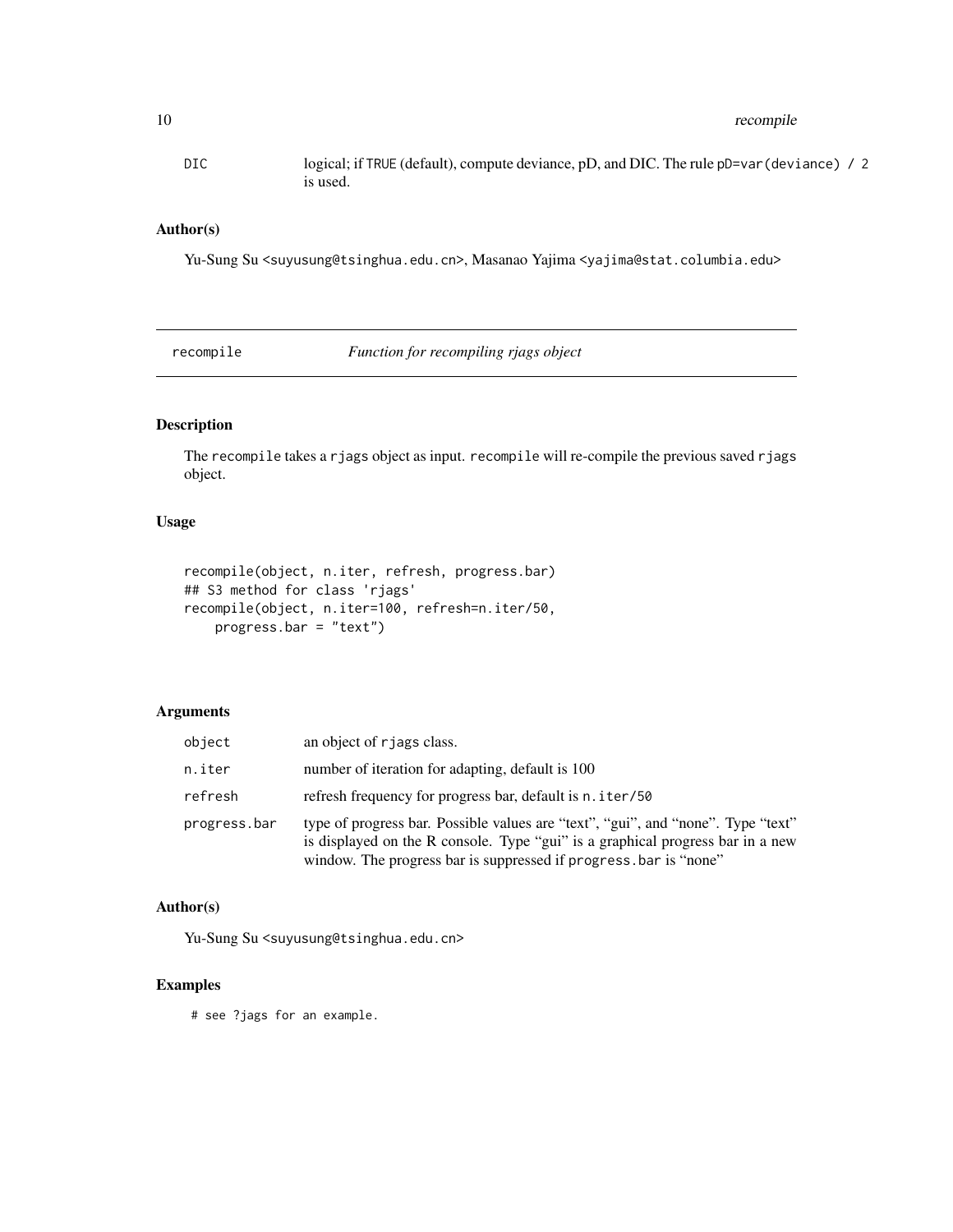| | |
|---|---|
| DIC | logical; if TRUE (default), compute deviance, pD, and DIC. The rule pD=var(deviance) / 2 is used. |

### Author(s)

Yu-Sung Su <suyusung@tsinghua.edu.cn>, Masanao Yajima <yajima@stat.columbia.edu>

---

## recompile — *Function for recompiling rjags object*

---

### Description

The recompile takes a rjags object as input. recompile will re-compile the previous saved rjags object.

### Usage

```
recompile(object, n.iter, refresh, progress.bar)
## S3 method for class 'rjags'
recompile(object, n.iter=100, refresh=n.iter/50,
    progress.bar = "text")
```

### Arguments

| | |
|---|---|
| object | an object of rjags class. |
| n.iter | number of iteration for adapting, default is 100 |
| refresh | refresh frequency for progress bar, default is n.iter/50 |
| progress.bar | type of progress bar. Possible values are "text", "gui", and "none". Type "text" is displayed on the R console. Type "gui" is a graphical progress bar in a new window. The progress bar is suppressed if progress.bar is "none" |

### Author(s)

Yu-Sung Su <suyusung@tsinghua.edu.cn>

### Examples

```
# see ?jags for an example.
```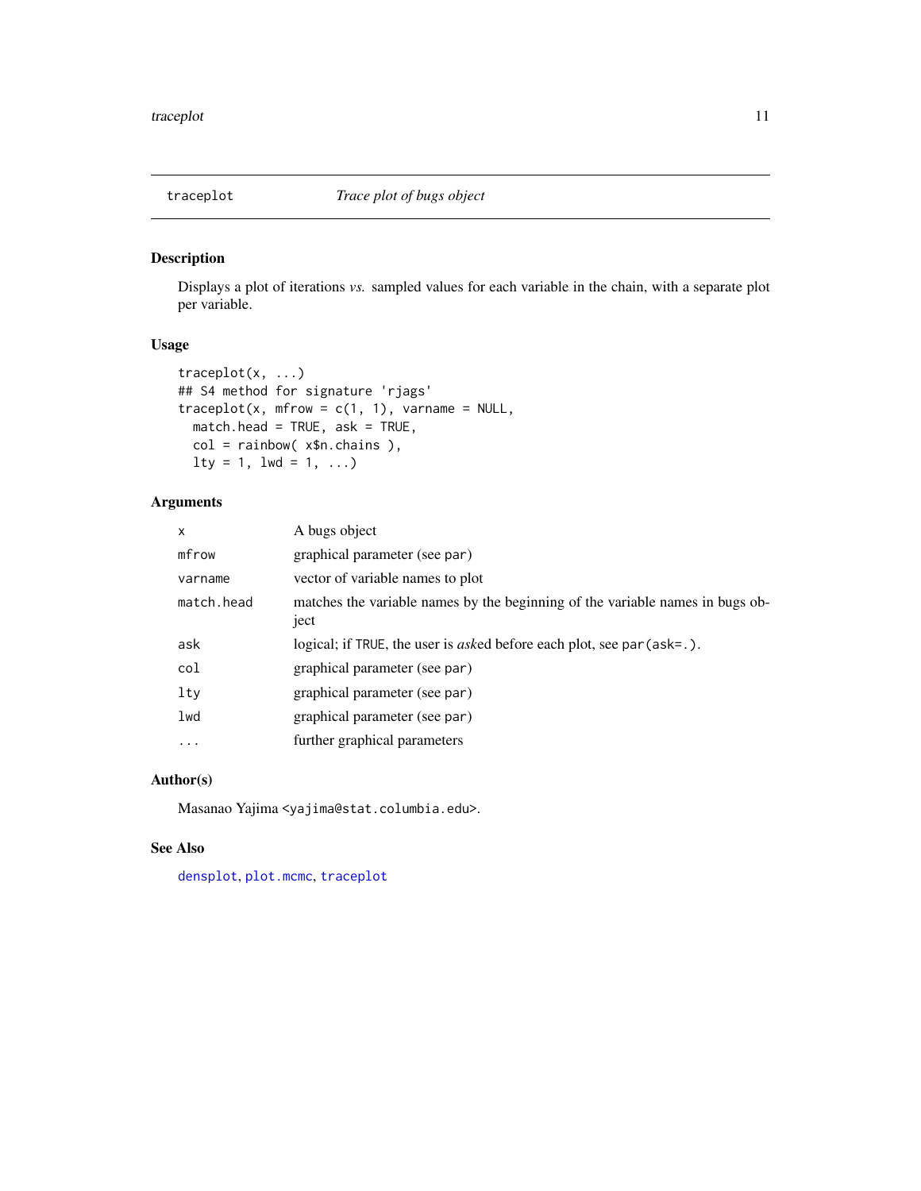## traceplot — *Trace plot of bugs object*

### Description

Displays a plot of iterations *vs.* sampled values for each variable in the chain, with a separate plot per variable.

### Usage

```
traceplot(x, ...)
## S4 method for signature 'rjags'
traceplot(x, mfrow = c(1, 1), varname = NULL,
  match.head = TRUE, ask = TRUE,
  col = rainbow( x$n.chains ),
  lty = 1, lwd = 1, ...)
```

### Arguments

| | |
|---|---|
| `x` | A bugs object |
| `mfrow` | graphical parameter (see `par`) |
| `varname` | vector of variable names to plot |
| `match.head` | matches the variable names by the beginning of the variable names in bugs object |
| `ask` | logical; if `TRUE`, the user is *ask*ed before each plot, see `par(ask=.)`. |
| `col` | graphical parameter (see `par`) |
| `lty` | graphical parameter (see `par`) |
| `lwd` | graphical parameter (see `par`) |
| `...` | further graphical parameters |

### Author(s)

Masanao Yajima <yajima@stat.columbia.edu>.

### See Also

densplot, plot.mcmc, traceplot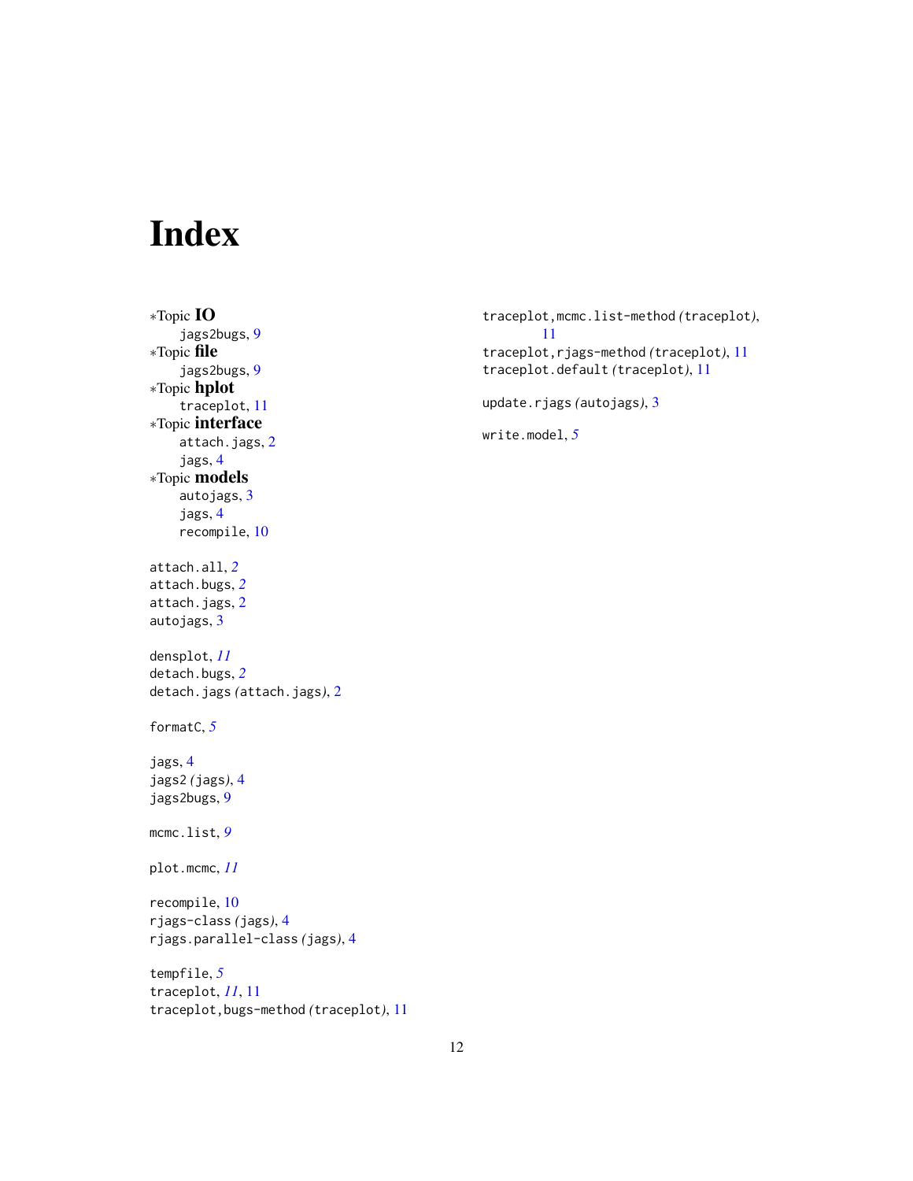# Index

*Topic **IO**
  jags2bugs, 9
*Topic **file**
  jags2bugs, 9
*Topic **hplot**
  traceplot, 11
*Topic **interface**
  attach.jags, 2
  jags, 4
*Topic **models**
  autojags, 3
  jags, 4
  recompile, 10

attach.all, *2*
attach.bugs, *2*
attach.jags, 2
autojags, 3

densplot, *11*
detach.bugs, *2*
detach.jags *(*attach.jags*)*, 2

formatC, *5*

jags, 4
jags2 *(*jags*)*, 4
jags2bugs, 9

mcmc.list, *9*

plot.mcmc, *11*

recompile, 10
rjags-class *(*jags*)*, 4
rjags.parallel-class *(*jags*)*, 4

tempfile, *5*
traceplot, *11*, 11
traceplot,bugs-method *(*traceplot*)*, 11
traceplot,mcmc.list-method *(*traceplot*)*, 11
traceplot,rjags-method *(*traceplot*)*, 11
traceplot.default *(*traceplot*)*, 11

update.rjags *(*autojags*)*, 3

write.model, *5*